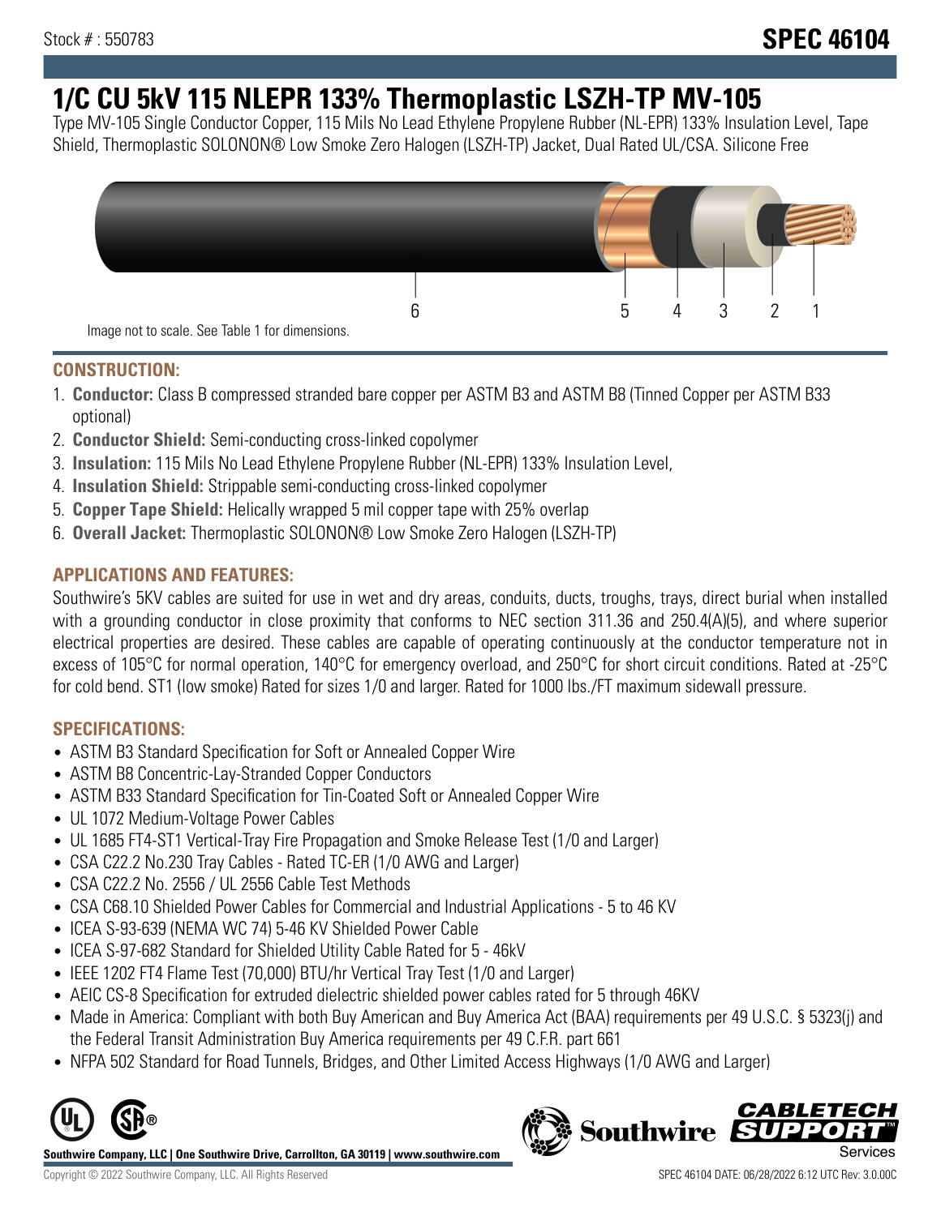Stock # : 550783

# SPEC 46104

# 1/C CU 5kV 115 NLEPR 133% Thermoplastic LSZH-TP MV-105

Type MV-105 Single Conductor Copper, 115 Mils No Lead Ethylene Propylene Rubber (NL-EPR) 133% Insulation Level, Tape Shield, Thermoplastic SOLONON® Low Smoke Zero Halogen (LSZH-TP) Jacket, Dual Rated UL/CSA. Silicone Free

6 5 4 3 2 1

Image not to scale. See Table 1 for dimensions.

## CONSTRUCTION:

1. **Conductor:** Class B compressed stranded bare copper per ASTM B3 and ASTM B8 (Tinned Copper per ASTM B33 optional)
2. **Conductor Shield:** Semi-conducting cross-linked copolymer
3. **Insulation:** 115 Mils No Lead Ethylene Propylene Rubber (NL-EPR) 133% Insulation Level,
4. **Insulation Shield:** Strippable semi-conducting cross-linked copolymer
5. **Copper Tape Shield:** Helically wrapped 5 mil copper tape with 25% overlap
6. **Overall Jacket:** Thermoplastic SOLONON® Low Smoke Zero Halogen (LSZH-TP)

## APPLICATIONS AND FEATURES:

Southwire's 5KV cables are suited for use in wet and dry areas, conduits, ducts, troughs, trays, direct burial when installed with a grounding conductor in close proximity that conforms to NEC section 311.36 and 250.4(A)(5), and where superior electrical properties are desired. These cables are capable of operating continuously at the conductor temperature not in excess of 105°C for normal operation, 140°C for emergency overload, and 250°C for short circuit conditions. Rated at -25°C for cold bend. ST1 (low smoke) Rated for sizes 1/0 and larger. Rated for 1000 lbs./FT maximum sidewall pressure.

## SPECIFICATIONS:

- ASTM B3 Standard Specification for Soft or Annealed Copper Wire
- ASTM B8 Concentric-Lay-Stranded Copper Conductors
- ASTM B33 Standard Specification for Tin-Coated Soft or Annealed Copper Wire
- UL 1072 Medium-Voltage Power Cables
- UL 1685 FT4-ST1 Vertical-Tray Fire Propagation and Smoke Release Test (1/0 and Larger)
- CSA C22.2 No.230 Tray Cables - Rated TC-ER (1/0 AWG and Larger)
- CSA C22.2 No. 2556 / UL 2556 Cable Test Methods
- CSA C68.10 Shielded Power Cables for Commercial and Industrial Applications - 5 to 46 KV
- ICEA S-93-639 (NEMA WC 74) 5-46 KV Shielded Power Cable
- ICEA S-97-682 Standard for Shielded Utility Cable Rated for 5 - 46kV
- IEEE 1202 FT4 Flame Test (70,000) BTU/hr Vertical Tray Test (1/0 and Larger)
- AEIC CS-8 Specification for extruded dielectric shielded power cables rated for 5 through 46KV
- Made in America: Compliant with both Buy American and Buy America Act (BAA) requirements per 49 U.S.C. § 5323(j) and the Federal Transit Administration Buy America requirements per 49 C.F.R. part 661
- NFPA 502 Standard for Road Tunnels, Bridges, and Other Limited Access Highways (1/0 AWG and Larger)

**Southwire Company, LLC | One Southwire Drive, Carrollton, GA 30119 | www.southwire.com**

Copyright © 2022 Southwire Company, LLC. All Rights Reserved

SPEC 46104 DATE: 06/28/2022 6:12 UTC Rev: 3.0.00C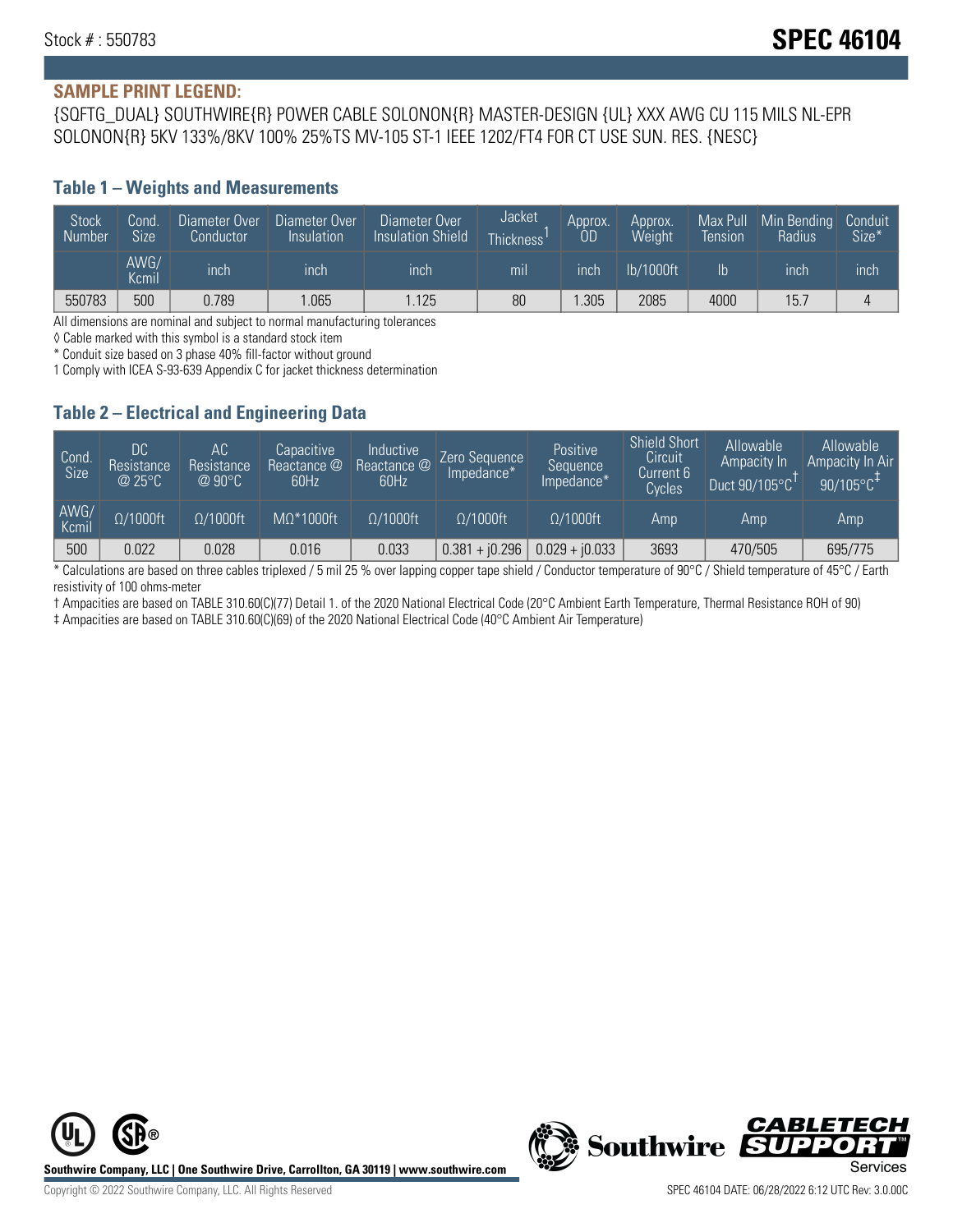Stock # : 550783

# SPEC 46104

**SAMPLE PRINT LEGEND:**

{SQFTG_DUAL} SOUTHWIRE{R} POWER CABLE SOLONON{R} MASTER-DESIGN {UL} XXX AWG CU 115 MILS NL-EPR SOLONON{R} 5KV 133%/8KV 100% 25%TS MV-105 ST-1 IEEE 1202/FT4 FOR CT USE SUN. RES. {NESC}

## Table 1 – Weights and Measurements

| Stock Number | Cond. Size | Diameter Over Conductor | Diameter Over Insulation | Diameter Over Insulation Shield | Jacket Thickness[1] | Approx. OD | Approx. Weight | Max Pull Tension | Min Bending Radius | Conduit Size* |
|---|---|---|---|---|---|---|---|---|---|---|
| | AWG/ Kcmil | inch | inch | inch | mil | inch | lb/1000ft | lb | inch | inch |
| 550783 | 500 | 0.789 | 1.065 | 1.125 | 80 | 1.305 | 2085 | 4000 | 15.7 | 4 |

All dimensions are nominal and subject to normal manufacturing tolerances

◊ Cable marked with this symbol is a standard stock item

* Conduit size based on 3 phase 40% fill-factor without ground

1 Comply with ICEA S-93-639 Appendix C for jacket thickness determination

## Table 2 – Electrical and Engineering Data

| Cond. Size | DC Resistance @ 25°C | AC Resistance @ 90°C | Capacitive Reactance @ 60Hz | Inductive Reactance @ 60Hz | Zero Sequence Impedance* | Positive Sequence Impedance* | Shield Short Circuit Current 6 Cycles | Allowable Ampacity In Duct 90/105°C† | Allowable Ampacity In Air 90/105°C‡ |
|---|---|---|---|---|---|---|---|---|---|
| AWG/ Kcmil | Ω/1000ft | Ω/1000ft | MΩ*1000ft | Ω/1000ft | Ω/1000ft | Ω/1000ft | Amp | Amp | Amp |
| 500 | 0.022 | 0.028 | 0.016 | 0.033 | 0.381 + j0.296 | 0.029 + j0.033 | 3693 | 470/505 | 695/775 |

* Calculations are based on three cables triplexed / 5 mil 25 % over lapping copper tape shield / Conductor temperature of 90°C / Shield temperature of 45°C / Earth resistivity of 100 ohms-meter

† Ampacities are based on TABLE 310.60(C)(77) Detail 1. of the 2020 National Electrical Code (20°C Ambient Earth Temperature, Thermal Resistance ROH of 90)

‡ Ampacities are based on TABLE 310.60(C)(69) of the 2020 National Electrical Code (40°C Ambient Air Temperature)

Southwire Company, LLC | One Southwire Drive, Carrollton, GA 30119 | www.southwire.com

Copyright © 2022 Southwire Company, LLC. All Rights Reserved

SPEC 46104 DATE: 06/28/2022 6:12 UTC Rev: 3.0.00C